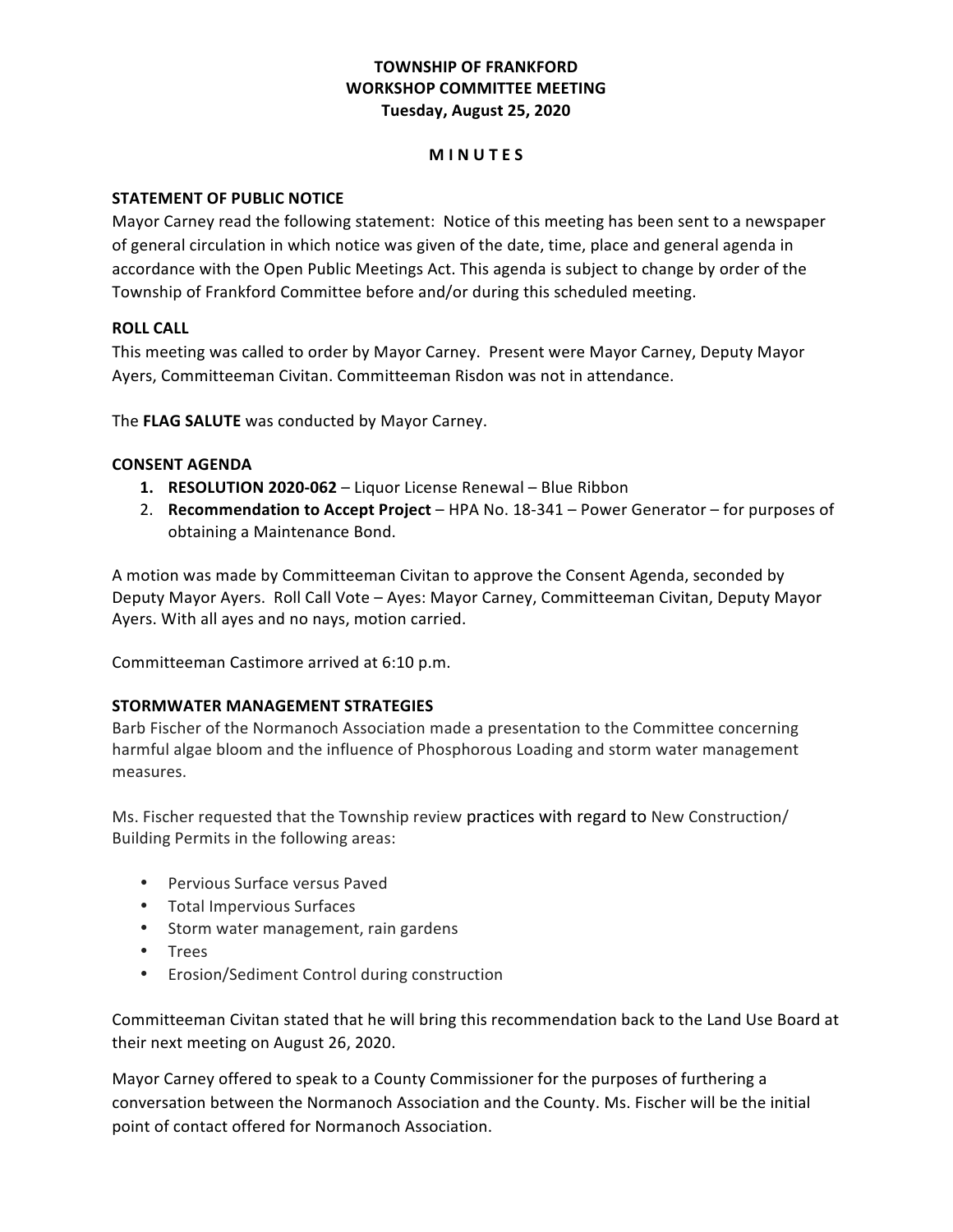**TOWNSHIP OF FRANKFORD**
**WORKSHOP COMMITTEE MEETING**
**Tuesday, August 25, 2020**

**M I N U T E S**

**STATEMENT OF PUBLIC NOTICE**
Mayor Carney read the following statement: Notice of this meeting has been sent to a newspaper of general circulation in which notice was given of the date, time, place and general agenda in accordance with the Open Public Meetings Act. This agenda is subject to change by order of the Township of Frankford Committee before and/or during this scheduled meeting.

**ROLL CALL**
This meeting was called to order by Mayor Carney. Present were Mayor Carney, Deputy Mayor Ayers, Committeeman Civitan. Committeeman Risdon was not in attendance.

The **FLAG SALUTE** was conducted by Mayor Carney.

**CONSENT AGENDA**

1. **RESOLUTION 2020-062** – Liquor License Renewal – Blue Ribbon
2. **Recommendation to Accept Project** – HPA No. 18-341 – Power Generator – for purposes of obtaining a Maintenance Bond.

A motion was made by Committeeman Civitan to approve the Consent Agenda, seconded by Deputy Mayor Ayers. Roll Call Vote – Ayes: Mayor Carney, Committeeman Civitan, Deputy Mayor Ayers. With all ayes and no nays, motion carried.

Committeeman Castimore arrived at 6:10 p.m.

**STORMWATER MANAGEMENT STRATEGIES**
Barb Fischer of the Normanoch Association made a presentation to the Committee concerning harmful algae bloom and the influence of Phosphorous Loading and storm water management measures.

Ms. Fischer requested that the Township review practices with regard to New Construction/ Building Permits in the following areas:

- Pervious Surface versus Paved
- Total Impervious Surfaces
- Storm water management, rain gardens
- Trees
- Erosion/Sediment Control during construction

Committeeman Civitan stated that he will bring this recommendation back to the Land Use Board at their next meeting on August 26, 2020.

Mayor Carney offered to speak to a County Commissioner for the purposes of furthering a conversation between the Normanoch Association and the County. Ms. Fischer will be the initial point of contact offered for Normanoch Association.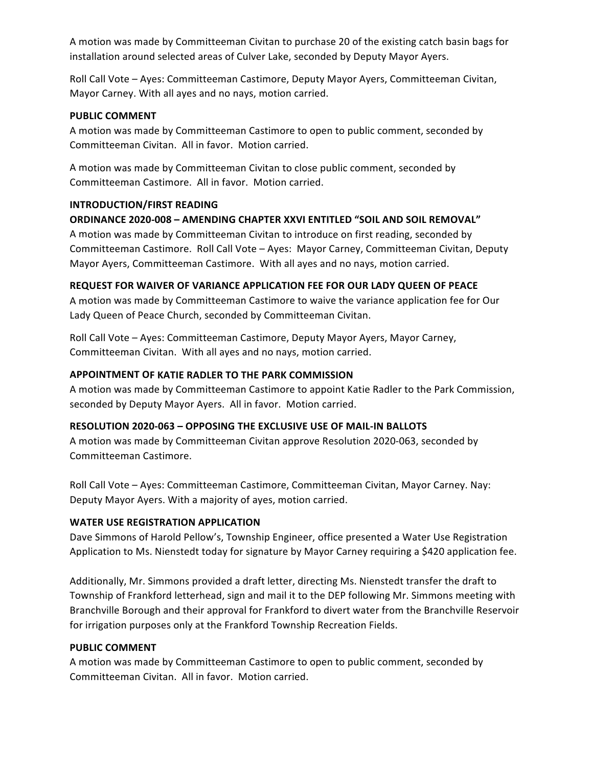A motion was made by Committeeman Civitan to purchase 20 of the existing catch basin bags for installation around selected areas of Culver Lake, seconded by Deputy Mayor Ayers.

Roll Call Vote – Ayes: Committeeman Castimore, Deputy Mayor Ayers, Committeeman Civitan, Mayor Carney. With all ayes and no nays, motion carried.

**PUBLIC COMMENT**

A motion was made by Committeeman Castimore to open to public comment, seconded by Committeeman Civitan. All in favor. Motion carried.

A motion was made by Committeeman Civitan to close public comment, seconded by Committeeman Castimore. All in favor. Motion carried.

**INTRODUCTION/FIRST READING**

**ORDINANCE 2020-008 – AMENDING CHAPTER XXVI ENTITLED "SOIL AND SOIL REMOVAL"**

A motion was made by Committeeman Civitan to introduce on first reading, seconded by Committeeman Castimore. Roll Call Vote – Ayes: Mayor Carney, Committeeman Civitan, Deputy Mayor Ayers, Committeeman Castimore. With all ayes and no nays, motion carried.

**REQUEST FOR WAIVER OF VARIANCE APPLICATION FEE FOR OUR LADY QUEEN OF PEACE**

A motion was made by Committeeman Castimore to waive the variance application fee for Our Lady Queen of Peace Church, seconded by Committeeman Civitan.

Roll Call Vote – Ayes: Committeeman Castimore, Deputy Mayor Ayers, Mayor Carney, Committeeman Civitan. With all ayes and no nays, motion carried.

**APPOINTMENT OF KATIE RADLER TO THE PARK COMMISSION**

A motion was made by Committeeman Castimore to appoint Katie Radler to the Park Commission, seconded by Deputy Mayor Ayers. All in favor. Motion carried.

**RESOLUTION 2020-063 – OPPOSING THE EXCLUSIVE USE OF MAIL-IN BALLOTS**

A motion was made by Committeeman Civitan approve Resolution 2020-063, seconded by Committeeman Castimore.

Roll Call Vote – Ayes: Committeeman Castimore, Committeeman Civitan, Mayor Carney. Nay: Deputy Mayor Ayers. With a majority of ayes, motion carried.

**WATER USE REGISTRATION APPLICATION**

Dave Simmons of Harold Pellow's, Township Engineer, office presented a Water Use Registration Application to Ms. Nienstedt today for signature by Mayor Carney requiring a $420 application fee.

Additionally, Mr. Simmons provided a draft letter, directing Ms. Nienstedt transfer the draft to Township of Frankford letterhead, sign and mail it to the DEP following Mr. Simmons meeting with Branchville Borough and their approval for Frankford to divert water from the Branchville Reservoir for irrigation purposes only at the Frankford Township Recreation Fields.

**PUBLIC COMMENT**

A motion was made by Committeeman Castimore to open to public comment, seconded by Committeeman Civitan. All in favor. Motion carried.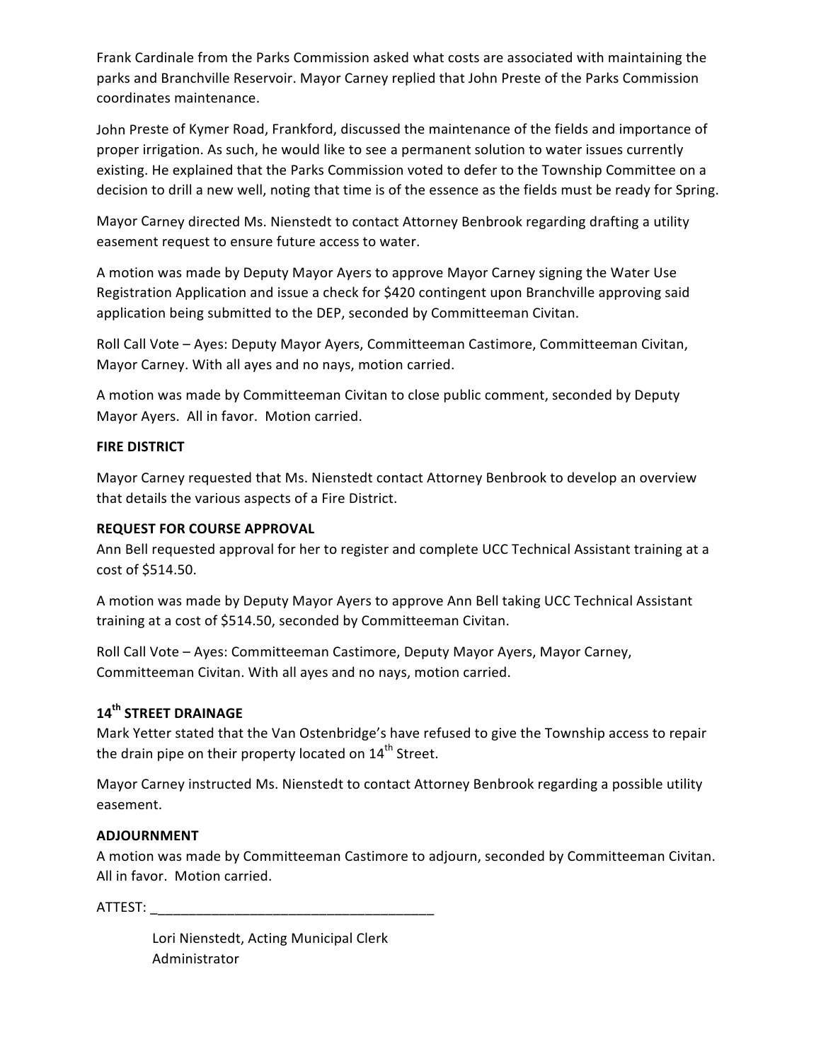Frank Cardinale from the Parks Commission asked what costs are associated with maintaining the parks and Branchville Reservoir. Mayor Carney replied that John Preste of the Parks Commission coordinates maintenance.

John Preste of Kymer Road, Frankford, discussed the maintenance of the fields and importance of proper irrigation. As such, he would like to see a permanent solution to water issues currently existing. He explained that the Parks Commission voted to defer to the Township Committee on a decision to drill a new well, noting that time is of the essence as the fields must be ready for Spring.

Mayor Carney directed Ms. Nienstedt to contact Attorney Benbrook regarding drafting a utility easement request to ensure future access to water.

A motion was made by Deputy Mayor Ayers to approve Mayor Carney signing the Water Use Registration Application and issue a check for $420 contingent upon Branchville approving said application being submitted to the DEP, seconded by Committeeman Civitan.

Roll Call Vote – Ayes: Deputy Mayor Ayers, Committeeman Castimore, Committeeman Civitan, Mayor Carney. With all ayes and no nays, motion carried.

A motion was made by Committeeman Civitan to close public comment, seconded by Deputy Mayor Ayers. All in favor. Motion carried.

**FIRE DISTRICT**

Mayor Carney requested that Ms. Nienstedt contact Attorney Benbrook to develop an overview that details the various aspects of a Fire District.

**REQUEST FOR COURSE APPROVAL**

Ann Bell requested approval for her to register and complete UCC Technical Assistant training at a cost of $514.50.

A motion was made by Deputy Mayor Ayers to approve Ann Bell taking UCC Technical Assistant training at a cost of $514.50, seconded by Committeeman Civitan.

Roll Call Vote – Ayes: Committeeman Castimore, Deputy Mayor Ayers, Mayor Carney, Committeeman Civitan. With all ayes and no nays, motion carried.

**14th STREET DRAINAGE**

Mark Yetter stated that the Van Ostenbridge's have refused to give the Township access to repair the drain pipe on their property located on 14th Street.

Mayor Carney instructed Ms. Nienstedt to contact Attorney Benbrook regarding a possible utility easement.

**ADJOURNMENT**

A motion was made by Committeeman Castimore to adjourn, seconded by Committeeman Civitan. All in favor. Motion carried.

ATTEST: ______________________________________

Lori Nienstedt, Acting Municipal Clerk
Administrator